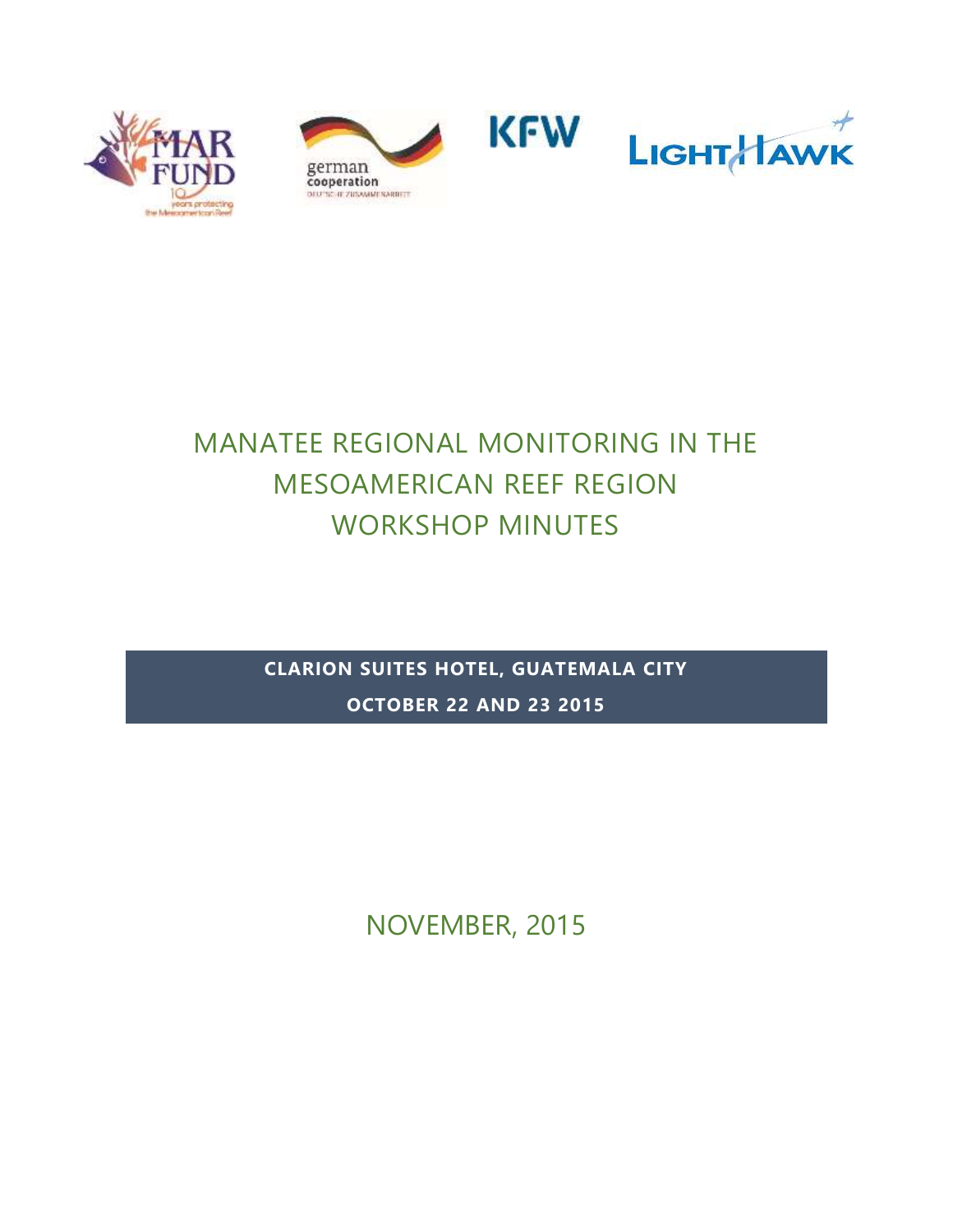# MANATEE REGIONAL MONITORING IN THE MESOAMERICAN REEF REGION WORKSHOP MINUTES

**CLARION SUITES HOTEL, GUATEMALA CITY**

**OCTOBER 22 AND 23 2015**

NOVEMBER, 2015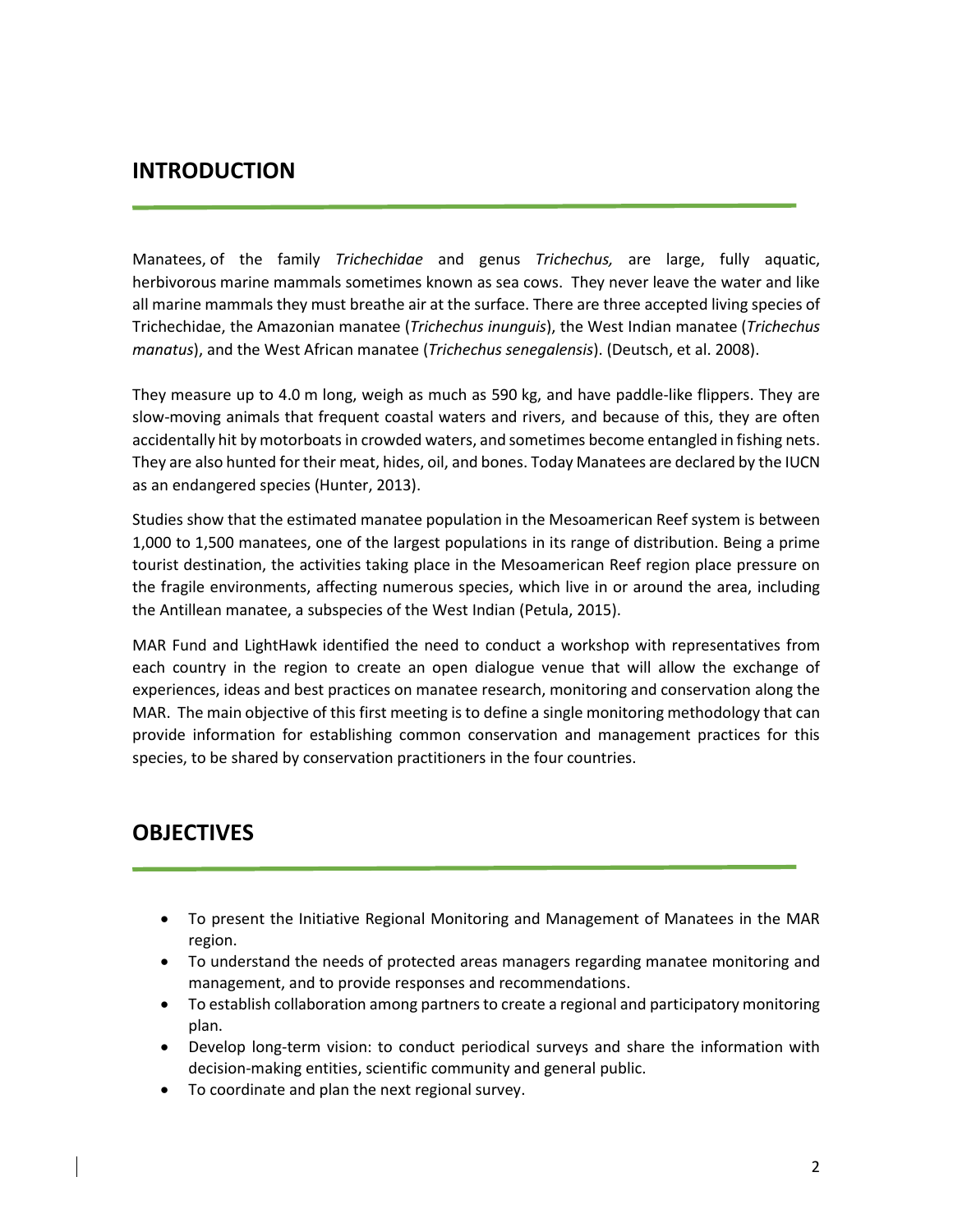## INTRODUCTION

Manatees, of the family *Trichechidae* and genus *Trichechus,* are large, fully aquatic, herbivorous marine mammals sometimes known as sea cows. They never leave the water and like all marine mammals they must breathe air at the surface. There are three accepted living species of Trichechidae, the Amazonian manatee (*Trichechus inunguis*), the West Indian manatee (*Trichechus manatus*), and the West African manatee (*Trichechus senegalensis*). (Deutsch, et al. 2008).

They measure up to 4.0 m long, weigh as much as 590 kg, and have paddle-like flippers. They are slow-moving animals that frequent coastal waters and rivers, and because of this, they are often accidentally hit by motorboats in crowded waters, and sometimes become entangled in fishing nets. They are also hunted for their meat, hides, oil, and bones. Today Manatees are declared by the IUCN as an endangered species (Hunter, 2013).

Studies show that the estimated manatee population in the Mesoamerican Reef system is between 1,000 to 1,500 manatees, one of the largest populations in its range of distribution. Being a prime tourist destination, the activities taking place in the Mesoamerican Reef region place pressure on the fragile environments, affecting numerous species, which live in or around the area, including the Antillean manatee, a subspecies of the West Indian (Petula, 2015).

MAR Fund and LightHawk identified the need to conduct a workshop with representatives from each country in the region to create an open dialogue venue that will allow the exchange of experiences, ideas and best practices on manatee research, monitoring and conservation along the MAR. The main objective of this first meeting is to define a single monitoring methodology that can provide information for establishing common conservation and management practices for this species, to be shared by conservation practitioners in the four countries.

## OBJECTIVES

- To present the Initiative Regional Monitoring and Management of Manatees in the MAR region.
- To understand the needs of protected areas managers regarding manatee monitoring and management, and to provide responses and recommendations.
- To establish collaboration among partners to create a regional and participatory monitoring plan.
- Develop long-term vision: to conduct periodical surveys and share the information with decision-making entities, scientific community and general public.
- To coordinate and plan the next regional survey.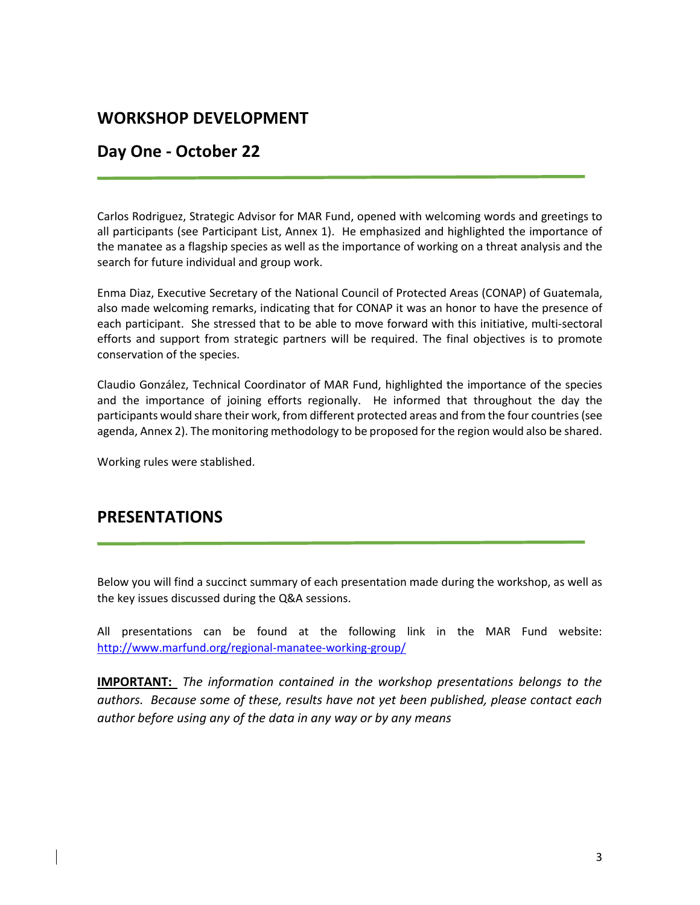## WORKSHOP DEVELOPMENT

## Day One - October 22

Carlos Rodriguez, Strategic Advisor for MAR Fund, opened with welcoming words and greetings to all participants (see Participant List, Annex 1). He emphasized and highlighted the importance of the manatee as a flagship species as well as the importance of working on a threat analysis and the search for future individual and group work.

Enma Diaz, Executive Secretary of the National Council of Protected Areas (CONAP) of Guatemala, also made welcoming remarks, indicating that for CONAP it was an honor to have the presence of each participant. She stressed that to be able to move forward with this initiative, multi-sectoral efforts and support from strategic partners will be required. The final objectives is to promote conservation of the species.

Claudio González, Technical Coordinator of MAR Fund, highlighted the importance of the species and the importance of joining efforts regionally. He informed that throughout the day the participants would share their work, from different protected areas and from the four countries (see agenda, Annex 2). The monitoring methodology to be proposed for the region would also be shared.

Working rules were stablished.

## PRESENTATIONS

Below you will find a succinct summary of each presentation made during the workshop, as well as the key issues discussed during the Q&A sessions.

All presentations can be found at the following link in the MAR Fund website: http://www.marfund.org/regional-manatee-working-group/

**IMPORTANT:** *The information contained in the workshop presentations belongs to the authors. Because some of these, results have not yet been published, please contact each author before using any of the data in any way or by any means*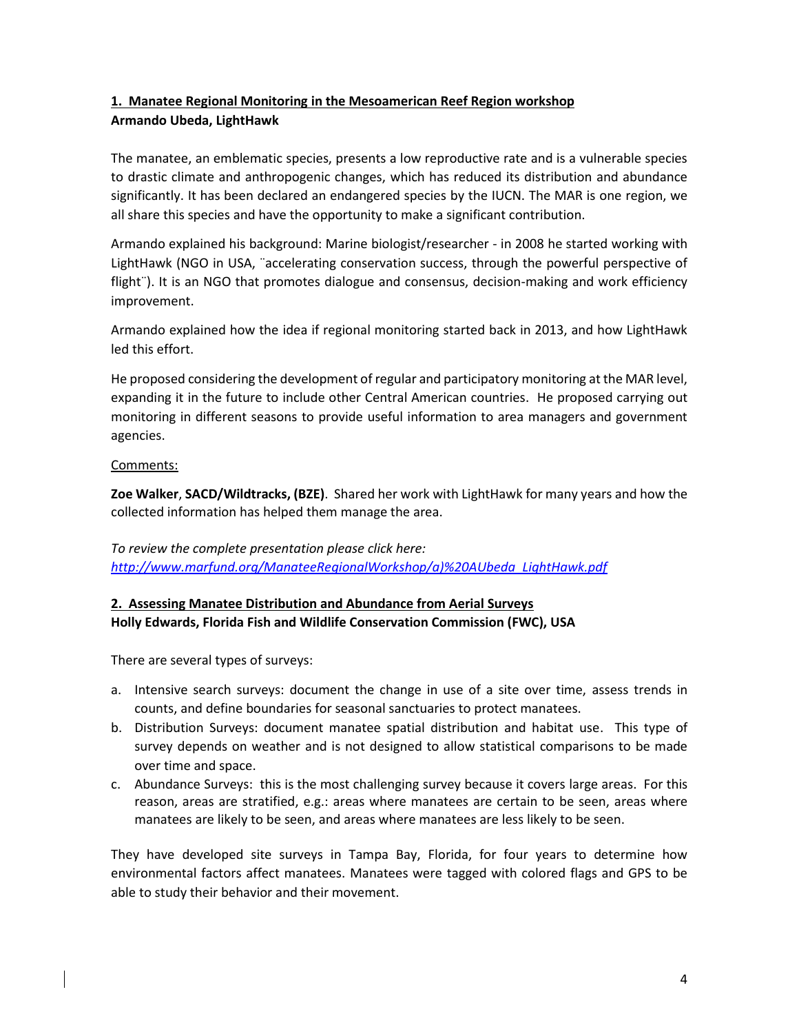## 1. Manatee Regional Monitoring in the Mesoamerican Reef Region workshop

**Armando Ubeda, LightHawk**

The manatee, an emblematic species, presents a low reproductive rate and is a vulnerable species to drastic climate and anthropogenic changes, which has reduced its distribution and abundance significantly. It has been declared an endangered species by the IUCN. The MAR is one region, we all share this species and have the opportunity to make a significant contribution.

Armando explained his background: Marine biologist/researcher - in 2008 he started working with LightHawk (NGO in USA, ¨accelerating conservation success, through the powerful perspective of flight¨). It is an NGO that promotes dialogue and consensus, decision-making and work efficiency improvement.

Armando explained how the idea if regional monitoring started back in 2013, and how LightHawk led this effort.

He proposed considering the development of regular and participatory monitoring at the MAR level, expanding it in the future to include other Central American countries. He proposed carrying out monitoring in different seasons to provide useful information to area managers and government agencies.

Comments:

**Zoe Walker, SACD/Wildtracks, (BZE)**. Shared her work with LightHawk for many years and how the collected information has helped them manage the area.

*To review the complete presentation please click here:*
*http://www.marfund.org/ManateeRegionalWorkshop/a)%20AUbeda_LightHawk.pdf*

## 2. Assessing Manatee Distribution and Abundance from Aerial Surveys

**Holly Edwards, Florida Fish and Wildlife Conservation Commission (FWC), USA**

There are several types of surveys:

a. Intensive search surveys: document the change in use of a site over time, assess trends in counts, and define boundaries for seasonal sanctuaries to protect manatees.
b. Distribution Surveys: document manatee spatial distribution and habitat use. This type of survey depends on weather and is not designed to allow statistical comparisons to be made over time and space.
c. Abundance Surveys: this is the most challenging survey because it covers large areas. For this reason, areas are stratified, e.g.: areas where manatees are certain to be seen, areas where manatees are likely to be seen, and areas where manatees are less likely to be seen.

They have developed site surveys in Tampa Bay, Florida, for four years to determine how environmental factors affect manatees. Manatees were tagged with colored flags and GPS to be able to study their behavior and their movement.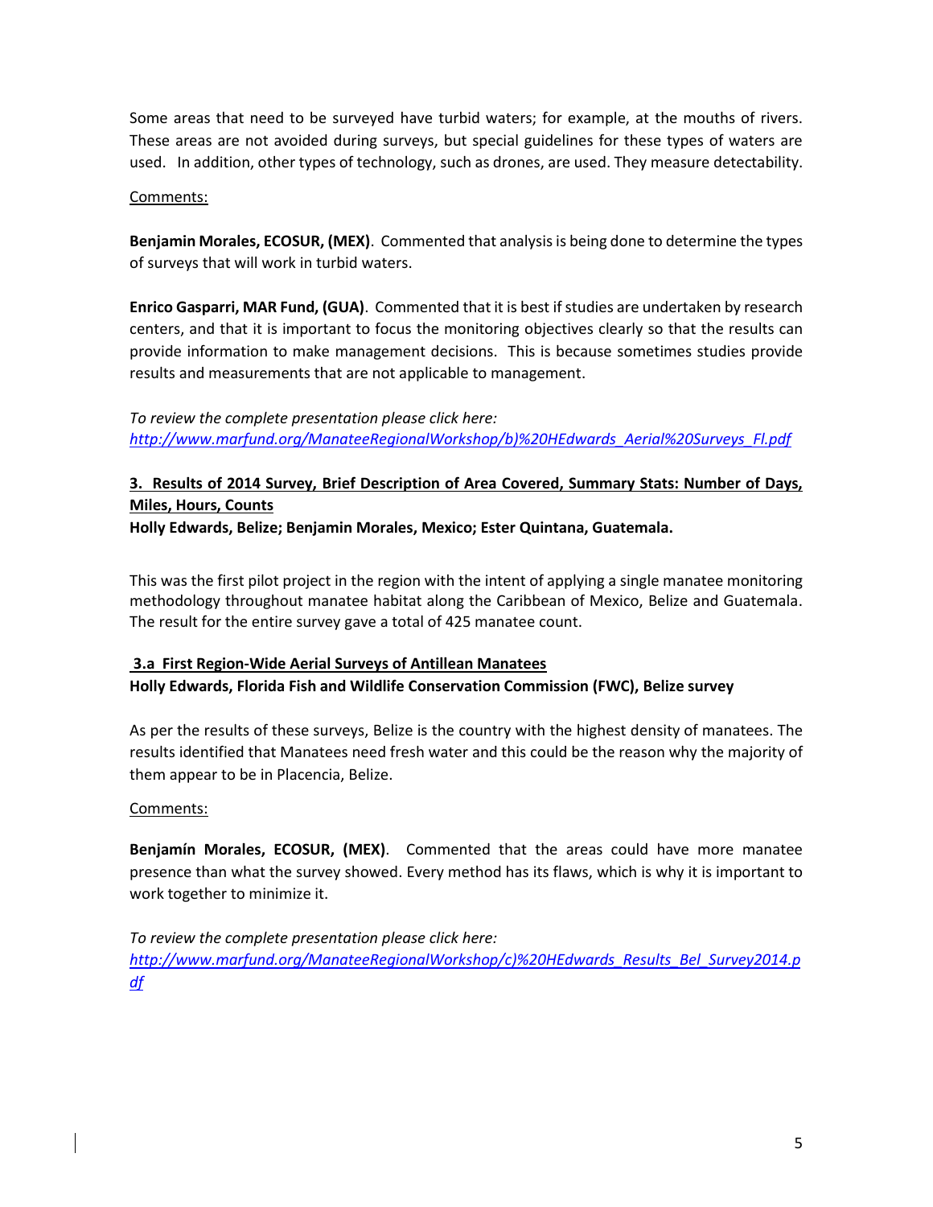Some areas that need to be surveyed have turbid waters; for example, at the mouths of rivers. These areas are not avoided during surveys, but special guidelines for these types of waters are used. In addition, other types of technology, such as drones, are used. They measure detectability.

Comments:

**Benjamin Morales, ECOSUR, (MEX)**. Commented that analysis is being done to determine the types of surveys that will work in turbid waters.

**Enrico Gasparri, MAR Fund, (GUA)**. Commented that it is best if studies are undertaken by research centers, and that it is important to focus the monitoring objectives clearly so that the results can provide information to make management decisions. This is because sometimes studies provide results and measurements that are not applicable to management.

*To review the complete presentation please click here:*
*http://www.marfund.org/ManateeRegionalWorkshop/b)%20HEdwards_Aerial%20Surveys_Fl.pdf*

## 3. Results of 2014 Survey, Brief Description of Area Covered, Summary Stats: Number of Days, Miles, Hours, Counts

**Holly Edwards, Belize; Benjamin Morales, Mexico; Ester Quintana, Guatemala.**

This was the first pilot project in the region with the intent of applying a single manatee monitoring methodology throughout manatee habitat along the Caribbean of Mexico, Belize and Guatemala. The result for the entire survey gave a total of 425 manatee count.

### 3.a First Region-Wide Aerial Surveys of Antillean Manatees

**Holly Edwards, Florida Fish and Wildlife Conservation Commission (FWC), Belize survey**

As per the results of these surveys, Belize is the country with the highest density of manatees. The results identified that Manatees need fresh water and this could be the reason why the majority of them appear to be in Placencia, Belize.

Comments:

**Benjamín Morales, ECOSUR, (MEX)**. Commented that the areas could have more manatee presence than what the survey showed. Every method has its flaws, which is why it is important to work together to minimize it.

*To review the complete presentation please click here:*
*http://www.marfund.org/ManateeRegionalWorkshop/c)%20HEdwards_Results_Bel_Survey2014.pdf*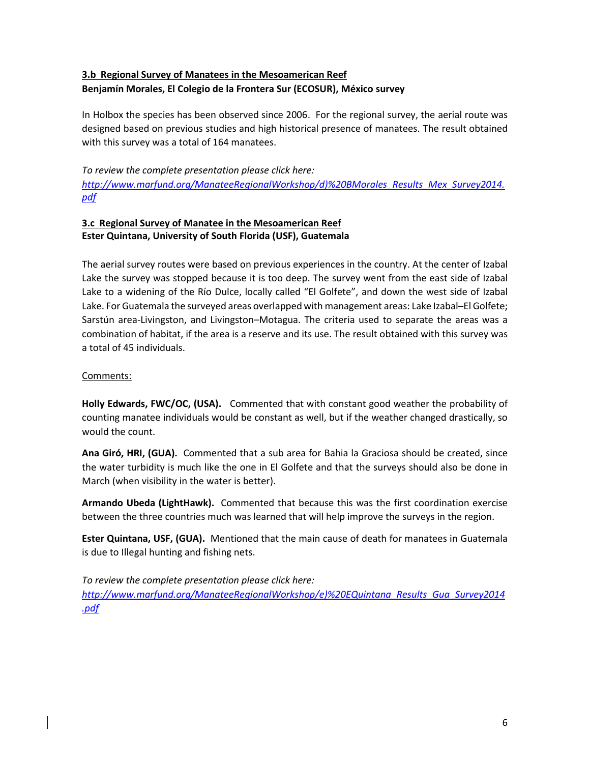### 3.b Regional Survey of Manatees in the Mesoamerican Reef

**Benjamín Morales, El Colegio de la Frontera Sur (ECOSUR), México survey**

In Holbox the species has been observed since 2006. For the regional survey, the aerial route was designed based on previous studies and high historical presence of manatees. The result obtained with this survey was a total of 164 manatees.

*To review the complete presentation please click here:*
http://www.marfund.org/ManateeRegionalWorkshop/d)%20BMorales_Results_Mex_Survey2014.pdf

### 3.c Regional Survey of Manatee in the Mesoamerican Reef

**Ester Quintana, University of South Florida (USF), Guatemala**

The aerial survey routes were based on previous experiences in the country. At the center of Izabal Lake the survey was stopped because it is too deep. The survey went from the east side of Izabal Lake to a widening of the Río Dulce, locally called "El Golfete", and down the west side of Izabal Lake. For Guatemala the surveyed areas overlapped with management areas: Lake Izabal–El Golfete; Sarstún area-Livingston, and Livingston–Motagua. The criteria used to separate the areas was a combination of habitat, if the area is a reserve and its use. The result obtained with this survey was a total of 45 individuals.

Comments:

**Holly Edwards, FWC/OC, (USA).** Commented that with constant good weather the probability of counting manatee individuals would be constant as well, but if the weather changed drastically, so would the count.

**Ana Giró, HRI, (GUA).** Commented that a sub area for Bahia la Graciosa should be created, since the water turbidity is much like the one in El Golfete and that the surveys should also be done in March (when visibility in the water is better).

**Armando Ubeda (LightHawk).** Commented that because this was the first coordination exercise between the three countries much was learned that will help improve the surveys in the region.

**Ester Quintana, USF, (GUA).** Mentioned that the main cause of death for manatees in Guatemala is due to Illegal hunting and fishing nets.

*To review the complete presentation please click here:*
http://www.marfund.org/ManateeRegionalWorkshop/e)%20EQuintana_Results_Gua_Survey2014.pdf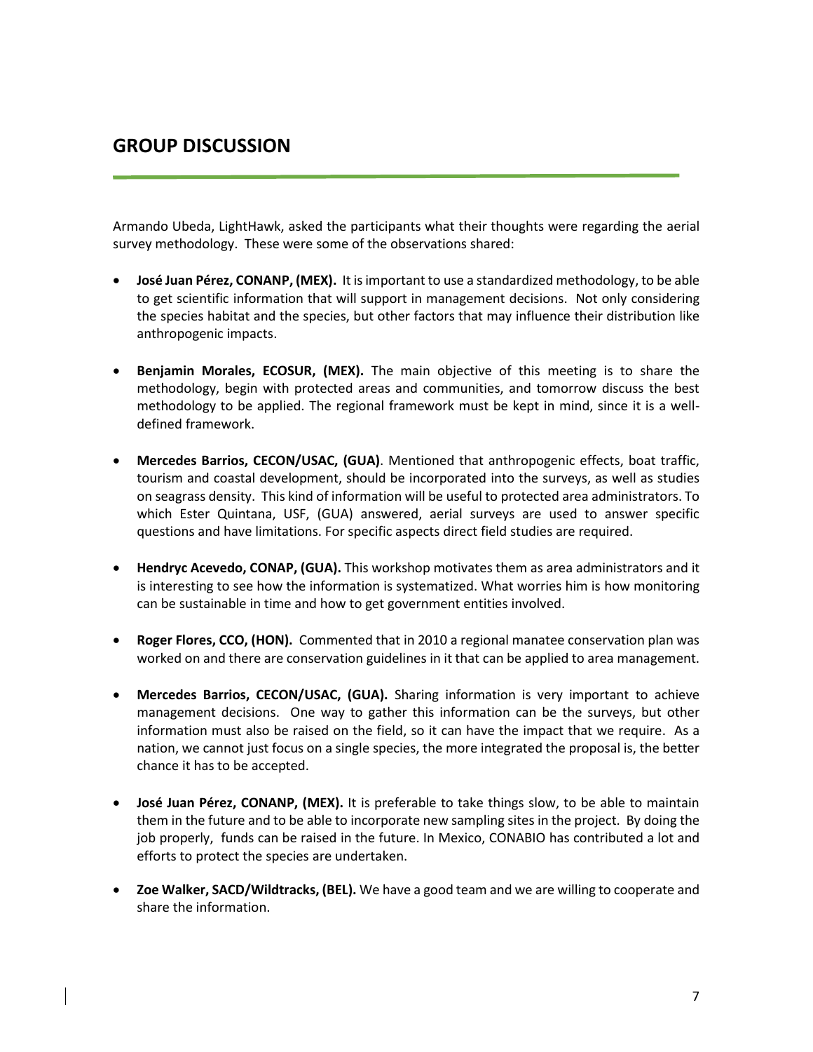## GROUP DISCUSSION

Armando Ubeda, LightHawk, asked the participants what their thoughts were regarding the aerial survey methodology. These were some of the observations shared:

- **José Juan Pérez, CONANP, (MEX).** It is important to use a standardized methodology, to be able to get scientific information that will support in management decisions. Not only considering the species habitat and the species, but other factors that may influence their distribution like anthropogenic impacts.

- **Benjamin Morales, ECOSUR, (MEX).** The main objective of this meeting is to share the methodology, begin with protected areas and communities, and tomorrow discuss the best methodology to be applied. The regional framework must be kept in mind, since it is a well-defined framework.

- **Mercedes Barrios, CECON/USAC, (GUA)**. Mentioned that anthropogenic effects, boat traffic, tourism and coastal development, should be incorporated into the surveys, as well as studies on seagrass density. This kind of information will be useful to protected area administrators. To which Ester Quintana, USF, (GUA) answered, aerial surveys are used to answer specific questions and have limitations. For specific aspects direct field studies are required.

- **Hendryc Acevedo, CONAP, (GUA).** This workshop motivates them as area administrators and it is interesting to see how the information is systematized. What worries him is how monitoring can be sustainable in time and how to get government entities involved.

- **Roger Flores, CCO, (HON).** Commented that in 2010 a regional manatee conservation plan was worked on and there are conservation guidelines in it that can be applied to area management.

- **Mercedes Barrios, CECON/USAC, (GUA).** Sharing information is very important to achieve management decisions. One way to gather this information can be the surveys, but other information must also be raised on the field, so it can have the impact that we require. As a nation, we cannot just focus on a single species, the more integrated the proposal is, the better chance it has to be accepted.

- **José Juan Pérez, CONANP, (MEX).** It is preferable to take things slow, to be able to maintain them in the future and to be able to incorporate new sampling sites in the project. By doing the job properly, funds can be raised in the future. In Mexico, CONABIO has contributed a lot and efforts to protect the species are undertaken.

- **Zoe Walker, SACD/Wildtracks, (BEL).** We have a good team and we are willing to cooperate and share the information.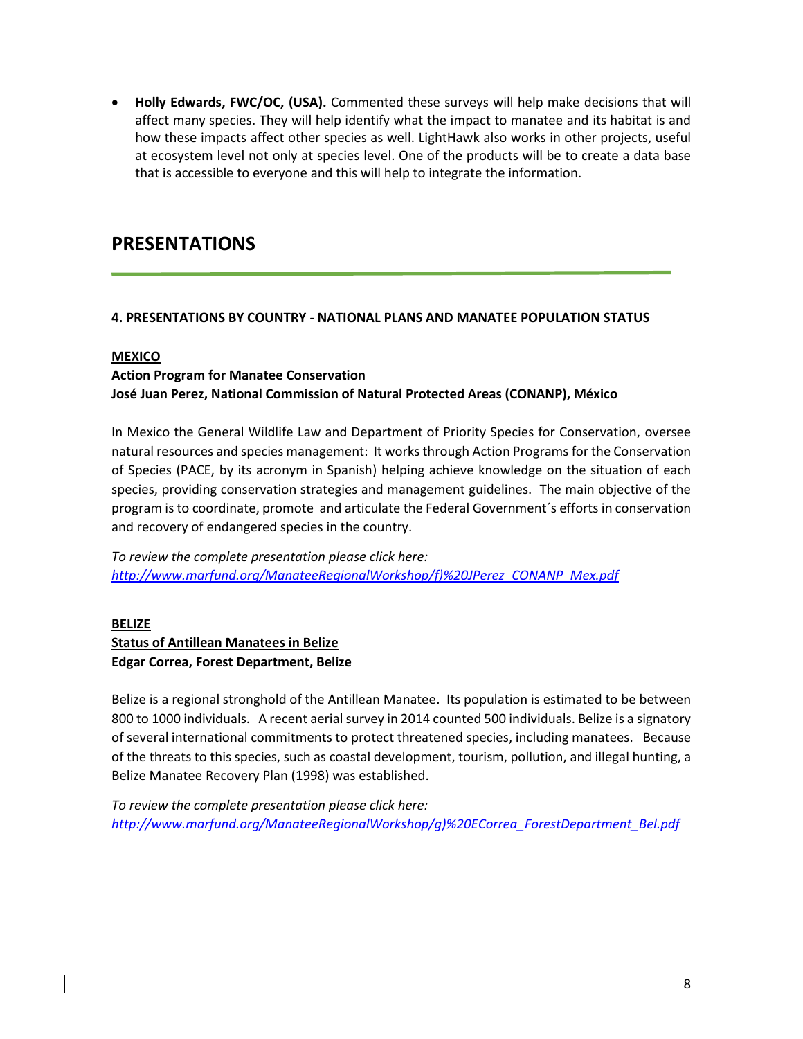- **Holly Edwards, FWC/OC, (USA).** Commented these surveys will help make decisions that will affect many species. They will help identify what the impact to manatee and its habitat is and how these impacts affect other species as well. LightHawk also works in other projects, useful at ecosystem level not only at species level. One of the products will be to create a data base that is accessible to everyone and this will help to integrate the information.

# PRESENTATIONS

**4. PRESENTATIONS BY COUNTRY - NATIONAL PLANS AND MANATEE POPULATION STATUS**

**MEXICO**

**Action Program for Manatee Conservation**

**José Juan Perez, National Commission of Natural Protected Areas (CONANP), México**

In Mexico the General Wildlife Law and Department of Priority Species for Conservation, oversee natural resources and species management: It works through Action Programs for the Conservation of Species (PACE, by its acronym in Spanish) helping achieve knowledge on the situation of each species, providing conservation strategies and management guidelines. The main objective of the program is to coordinate, promote and articulate the Federal Government´s efforts in conservation and recovery of endangered species in the country.

*To review the complete presentation please click here:*
*http://www.marfund.org/ManateeRegionalWorkshop/f)%20JPerez_CONANP_Mex.pdf*

**BELIZE**

**Status of Antillean Manatees in Belize**

**Edgar Correa, Forest Department, Belize**

Belize is a regional stronghold of the Antillean Manatee. Its population is estimated to be between 800 to 1000 individuals. A recent aerial survey in 2014 counted 500 individuals. Belize is a signatory of several international commitments to protect threatened species, including manatees. Because of the threats to this species, such as coastal development, tourism, pollution, and illegal hunting, a Belize Manatee Recovery Plan (1998) was established.

*To review the complete presentation please click here:*
*http://www.marfund.org/ManateeRegionalWorkshop/g)%20ECorrea_ForestDepartment_Bel.pdf*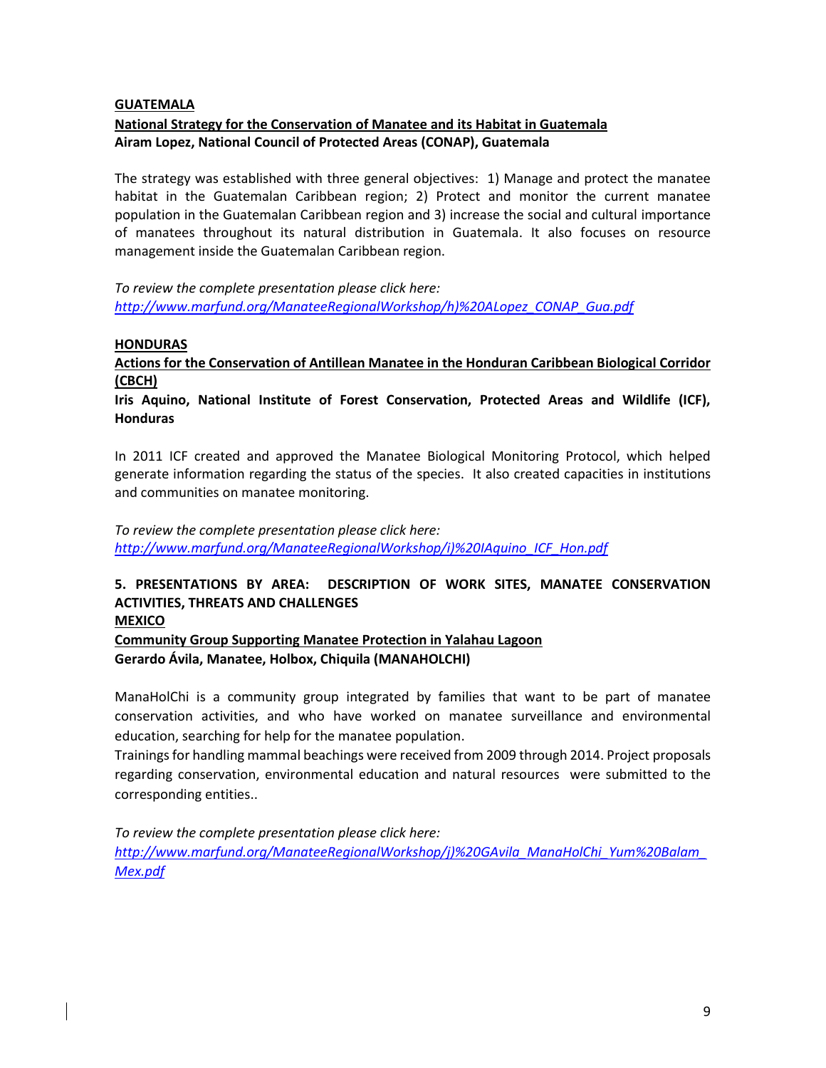**GUATEMALA**

**National Strategy for the Conservation of Manatee and its Habitat in Guatemala**
**Airam Lopez, National Council of Protected Areas (CONAP), Guatemala**

The strategy was established with three general objectives: 1) Manage and protect the manatee habitat in the Guatemalan Caribbean region; 2) Protect and monitor the current manatee population in the Guatemalan Caribbean region and 3) increase the social and cultural importance of manatees throughout its natural distribution in Guatemala. It also focuses on resource management inside the Guatemalan Caribbean region.

*To review the complete presentation please click here:*
*http://www.marfund.org/ManateeRegionalWorkshop/h)%20ALopez_CONAP_Gua.pdf*

**HONDURAS**

**Actions for the Conservation of Antillean Manatee in the Honduran Caribbean Biological Corridor (CBCH)**
**Iris Aquino, National Institute of Forest Conservation, Protected Areas and Wildlife (ICF), Honduras**

In 2011 ICF created and approved the Manatee Biological Monitoring Protocol, which helped generate information regarding the status of the species. It also created capacities in institutions and communities on manatee monitoring.

*To review the complete presentation please click here:*
*http://www.marfund.org/ManateeRegionalWorkshop/i)%20IAquino_ICF_Hon.pdf*

## 5. PRESENTATIONS BY AREA: DESCRIPTION OF WORK SITES, MANATEE CONSERVATION ACTIVITIES, THREATS AND CHALLENGES

**MEXICO**

**Community Group Supporting Manatee Protection in Yalahau Lagoon**
**Gerardo Ávila, Manatee, Holbox, Chiquila (MANAHOLCHI)**

ManaHolChi is a community group integrated by families that want to be part of manatee conservation activities, and who have worked on manatee surveillance and environmental education, searching for help for the manatee population.
Trainings for handling mammal beachings were received from 2009 through 2014. Project proposals regarding conservation, environmental education and natural resources were submitted to the corresponding entities..

*To review the complete presentation please click here:*
*http://www.marfund.org/ManateeRegionalWorkshop/j)%20GAvila_ManaHolChi_Yum%20Balam_Mex.pdf*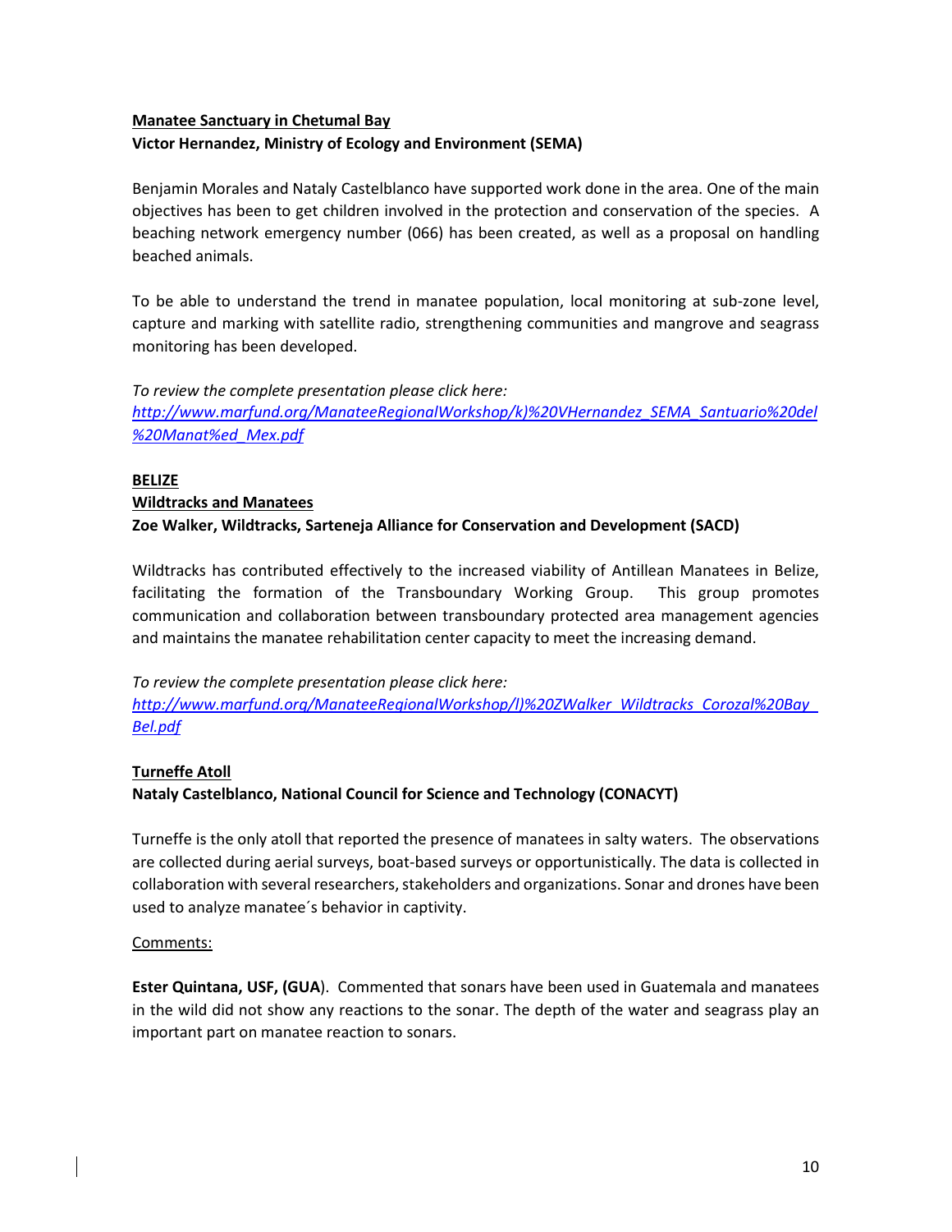**Manatee Sanctuary in Chetumal Bay**
**Victor Hernandez, Ministry of Ecology and Environment (SEMA)**

Benjamin Morales and Nataly Castelblanco have supported work done in the area. One of the main objectives has been to get children involved in the protection and conservation of the species. A beaching network emergency number (066) has been created, as well as a proposal on handling beached animals.

To be able to understand the trend in manatee population, local monitoring at sub-zone level, capture and marking with satellite radio, strengthening communities and mangrove and seagrass monitoring has been developed.

*To review the complete presentation please click here:*
*http://www.marfund.org/ManateeRegionalWorkshop/k)%20VHernandez_SEMA_Santuario%20del%20Manat%ed_Mex.pdf*

## BELIZE

**Wildtracks and Manatees**
**Zoe Walker, Wildtracks, Sarteneja Alliance for Conservation and Development (SACD)**

Wildtracks has contributed effectively to the increased viability of Antillean Manatees in Belize, facilitating the formation of the Transboundary Working Group. This group promotes communication and collaboration between transboundary protected area management agencies and maintains the manatee rehabilitation center capacity to meet the increasing demand.

*To review the complete presentation please click here:*
*http://www.marfund.org/ManateeRegionalWorkshop/l)%20ZWalker_Wildtracks_Corozal%20Bay_Bel.pdf*

**Turneffe Atoll**
**Nataly Castelblanco, National Council for Science and Technology (CONACYT)**

Turneffe is the only atoll that reported the presence of manatees in salty waters. The observations are collected during aerial surveys, boat-based surveys or opportunistically. The data is collected in collaboration with several researchers, stakeholders and organizations. Sonar and drones have been used to analyze manatee´s behavior in captivity.

Comments:

**Ester Quintana, USF, (GUA**). Commented that sonars have been used in Guatemala and manatees in the wild did not show any reactions to the sonar. The depth of the water and seagrass play an important part on manatee reaction to sonars.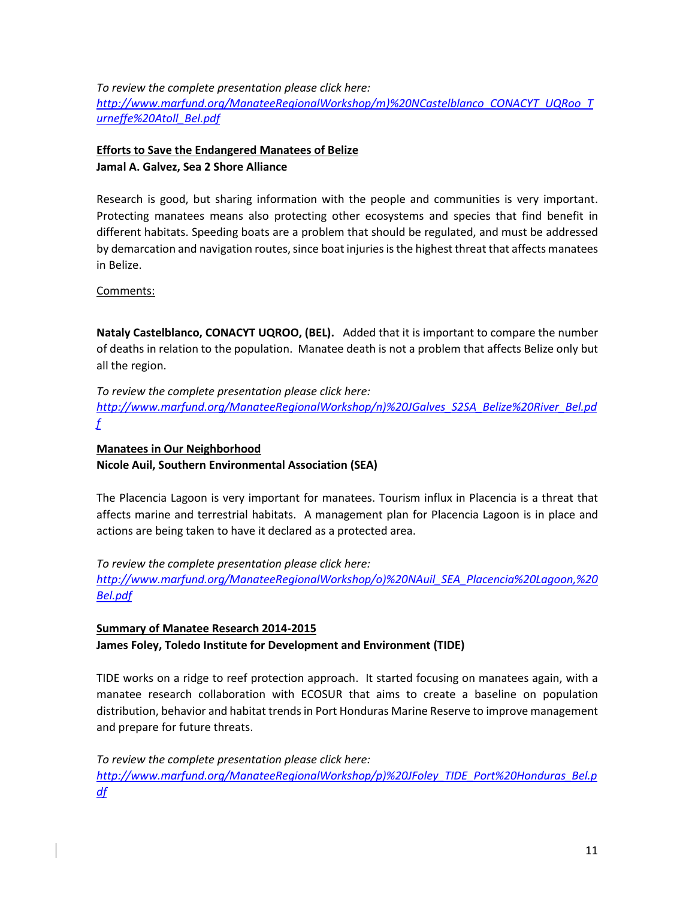*To review the complete presentation please click here:*
*http://www.marfund.org/ManateeRegionalWorkshop/m)%20NCastelblanco_CONACYT_UQRoo_Turneffe%20Atoll_Bel.pdf*

**Efforts to Save the Endangered Manatees of Belize**
**Jamal A. Galvez, Sea 2 Shore Alliance**

Research is good, but sharing information with the people and communities is very important. Protecting manatees means also protecting other ecosystems and species that find benefit in different habitats. Speeding boats are a problem that should be regulated, and must be addressed by demarcation and navigation routes, since boat injuries is the highest threat that affects manatees in Belize.

Comments:

**Nataly Castelblanco, CONACYT UQROO, (BEL).** Added that it is important to compare the number of deaths in relation to the population. Manatee death is not a problem that affects Belize only but all the region.

*To review the complete presentation please click here:*
*http://www.marfund.org/ManateeRegionalWorkshop/n)%20JGalves_S2SA_Belize%20River_Bel.pdf*

**Manatees in Our Neighborhood**
**Nicole Auil, Southern Environmental Association (SEA)**

The Placencia Lagoon is very important for manatees. Tourism influx in Placencia is a threat that affects marine and terrestrial habitats. A management plan for Placencia Lagoon is in place and actions are being taken to have it declared as a protected area.

*To review the complete presentation please click here:*
*http://www.marfund.org/ManateeRegionalWorkshop/o)%20NAuil_SEA_Placencia%20Lagoon,%20Bel.pdf*

**Summary of Manatee Research 2014-2015**
**James Foley, Toledo Institute for Development and Environment (TIDE)**

TIDE works on a ridge to reef protection approach. It started focusing on manatees again, with a manatee research collaboration with ECOSUR that aims to create a baseline on population distribution, behavior and habitat trends in Port Honduras Marine Reserve to improve management and prepare for future threats.

*To review the complete presentation please click here:*
*http://www.marfund.org/ManateeRegionalWorkshop/p)%20JFoley_TIDE_Port%20Honduras_Bel.pdf*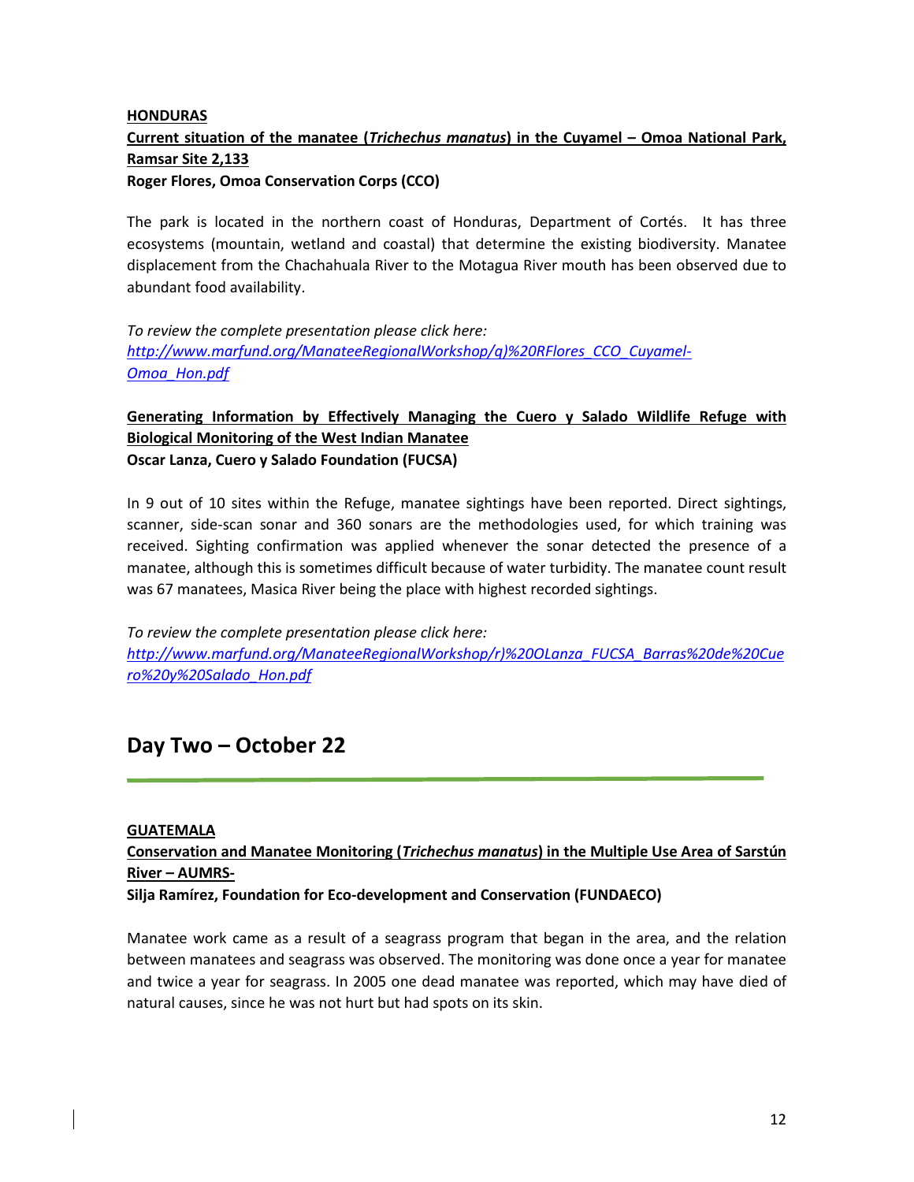**HONDURAS**

**Current situation of the manatee (*Trichechus manatus*) in the Cuyamel – Omoa National Park, Ramsar Site 2,133**

**Roger Flores, Omoa Conservation Corps (CCO)**

The park is located in the northern coast of Honduras, Department of Cortés. It has three ecosystems (mountain, wetland and coastal) that determine the existing biodiversity. Manatee displacement from the Chachahuala River to the Motagua River mouth has been observed due to abundant food availability.

*To review the complete presentation please click here:*
*http://www.marfund.org/ManateeRegionalWorkshop/q)%20RFlores_CCO_Cuyamel-Omoa_Hon.pdf*

**Generating Information by Effectively Managing the Cuero y Salado Wildlife Refuge with Biological Monitoring of the West Indian Manatee**

**Oscar Lanza, Cuero y Salado Foundation (FUCSA)**

In 9 out of 10 sites within the Refuge, manatee sightings have been reported. Direct sightings, scanner, side-scan sonar and 360 sonars are the methodologies used, for which training was received. Sighting confirmation was applied whenever the sonar detected the presence of a manatee, although this is sometimes difficult because of water turbidity. The manatee count result was 67 manatees, Masica River being the place with highest recorded sightings.

*To review the complete presentation please click here:*
*http://www.marfund.org/ManateeRegionalWorkshop/r)%20OLanza_FUCSA_Barras%20de%20Cuero%20y%20Salado_Hon.pdf*

## Day Two – October 22

**GUATEMALA**

**Conservation and Manatee Monitoring (*Trichechus manatus*) in the Multiple Use Area of Sarstún River – AUMRS-**

**Silja Ramírez, Foundation for Eco-development and Conservation (FUNDAECO)**

Manatee work came as a result of a seagrass program that began in the area, and the relation between manatees and seagrass was observed. The monitoring was done once a year for manatee and twice a year for seagrass. In 2005 one dead manatee was reported, which may have died of natural causes, since he was not hurt but had spots on its skin.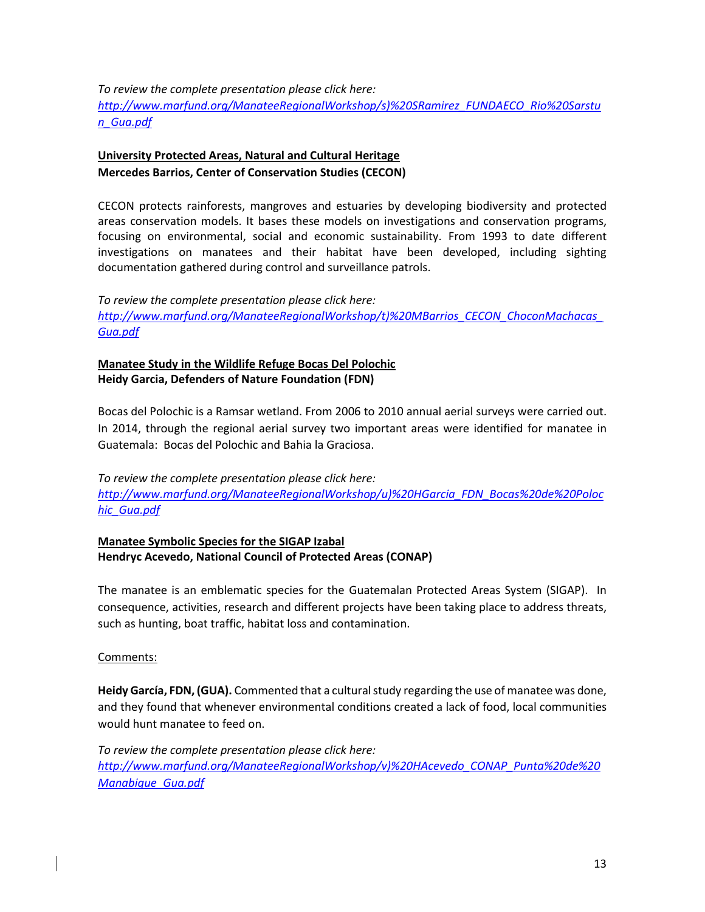*To review the complete presentation please click here:*
*[http://www.marfund.org/ManateeRegionalWorkshop/s)%20SRamirez_FUNDAECO_Rio%20Sarstun_Gua.pdf](http://www.marfund.org/ManateeRegionalWorkshop/s)%20SRamirez_FUNDAECO_Rio%20Sarstun_Gua.pdf)*

**University Protected Areas, Natural and Cultural Heritage**
**Mercedes Barrios, Center of Conservation Studies (CECON)**

CECON protects rainforests, mangroves and estuaries by developing biodiversity and protected areas conservation models. It bases these models on investigations and conservation programs, focusing on environmental, social and economic sustainability. From 1993 to date different investigations on manatees and their habitat have been developed, including sighting documentation gathered during control and surveillance patrols.

*To review the complete presentation please click here:*
*[http://www.marfund.org/ManateeRegionalWorkshop/t)%20MBarrios_CECON_ChoconMachacas_Gua.pdf](http://www.marfund.org/ManateeRegionalWorkshop/t)%20MBarrios_CECON_ChoconMachacas_Gua.pdf)*

**Manatee Study in the Wildlife Refuge Bocas Del Polochic**
**Heidy Garcia, Defenders of Nature Foundation (FDN)**

Bocas del Polochic is a Ramsar wetland. From 2006 to 2010 annual aerial surveys were carried out. In 2014, through the regional aerial survey two important areas were identified for manatee in Guatemala: Bocas del Polochic and Bahia la Graciosa.

*To review the complete presentation please click here:*
*[http://www.marfund.org/ManateeRegionalWorkshop/u)%20HGarcia_FDN_Bocas%20de%20Polochic_Gua.pdf](http://www.marfund.org/ManateeRegionalWorkshop/u)%20HGarcia_FDN_Bocas%20de%20Polochic_Gua.pdf)*

**Manatee Symbolic Species for the SIGAP Izabal**
**Hendryc Acevedo, National Council of Protected Areas (CONAP)**

The manatee is an emblematic species for the Guatemalan Protected Areas System (SIGAP). In consequence, activities, research and different projects have been taking place to address threats, such as hunting, boat traffic, habitat loss and contamination.

Comments:

**Heidy García, FDN, (GUA).** Commented that a cultural study regarding the use of manatee was done, and they found that whenever environmental conditions created a lack of food, local communities would hunt manatee to feed on.

*To review the complete presentation please click here:*
*[http://www.marfund.org/ManateeRegionalWorkshop/v)%20HAcevedo_CONAP_Punta%20de%20Manabique_Gua.pdf](http://www.marfund.org/ManateeRegionalWorkshop/v)%20HAcevedo_CONAP_Punta%20de%20Manabique_Gua.pdf)*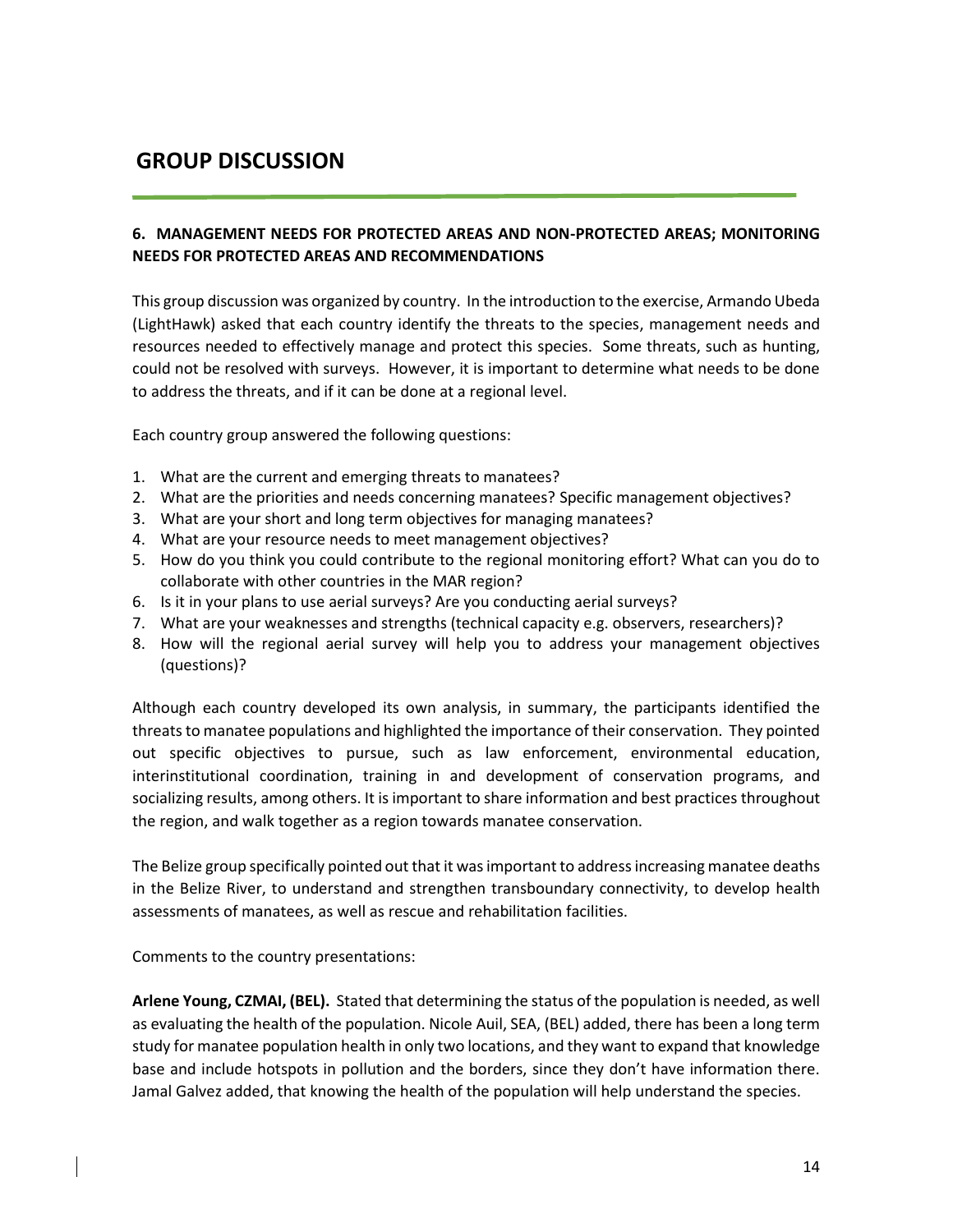# GROUP DISCUSSION

**6. MANAGEMENT NEEDS FOR PROTECTED AREAS AND NON-PROTECTED AREAS; MONITORING NEEDS FOR PROTECTED AREAS AND RECOMMENDATIONS**

This group discussion was organized by country. In the introduction to the exercise, Armando Ubeda (LightHawk) asked that each country identify the threats to the species, management needs and resources needed to effectively manage and protect this species. Some threats, such as hunting, could not be resolved with surveys. However, it is important to determine what needs to be done to address the threats, and if it can be done at a regional level.

Each country group answered the following questions:

1. What are the current and emerging threats to manatees?
2. What are the priorities and needs concerning manatees? Specific management objectives?
3. What are your short and long term objectives for managing manatees?
4. What are your resource needs to meet management objectives?
5. How do you think you could contribute to the regional monitoring effort? What can you do to collaborate with other countries in the MAR region?
6. Is it in your plans to use aerial surveys? Are you conducting aerial surveys?
7. What are your weaknesses and strengths (technical capacity e.g. observers, researchers)?
8. How will the regional aerial survey will help you to address your management objectives (questions)?

Although each country developed its own analysis, in summary, the participants identified the threats to manatee populations and highlighted the importance of their conservation. They pointed out specific objectives to pursue, such as law enforcement, environmental education, interinstitutional coordination, training in and development of conservation programs, and socializing results, among others. It is important to share information and best practices throughout the region, and walk together as a region towards manatee conservation.

The Belize group specifically pointed out that it was important to address increasing manatee deaths in the Belize River, to understand and strengthen transboundary connectivity, to develop health assessments of manatees, as well as rescue and rehabilitation facilities.

Comments to the country presentations:

**Arlene Young, CZMAI, (BEL).** Stated that determining the status of the population is needed, as well as evaluating the health of the population. Nicole Auil, SEA, (BEL) added, there has been a long term study for manatee population health in only two locations, and they want to expand that knowledge base and include hotspots in pollution and the borders, since they don't have information there. Jamal Galvez added, that knowing the health of the population will help understand the species.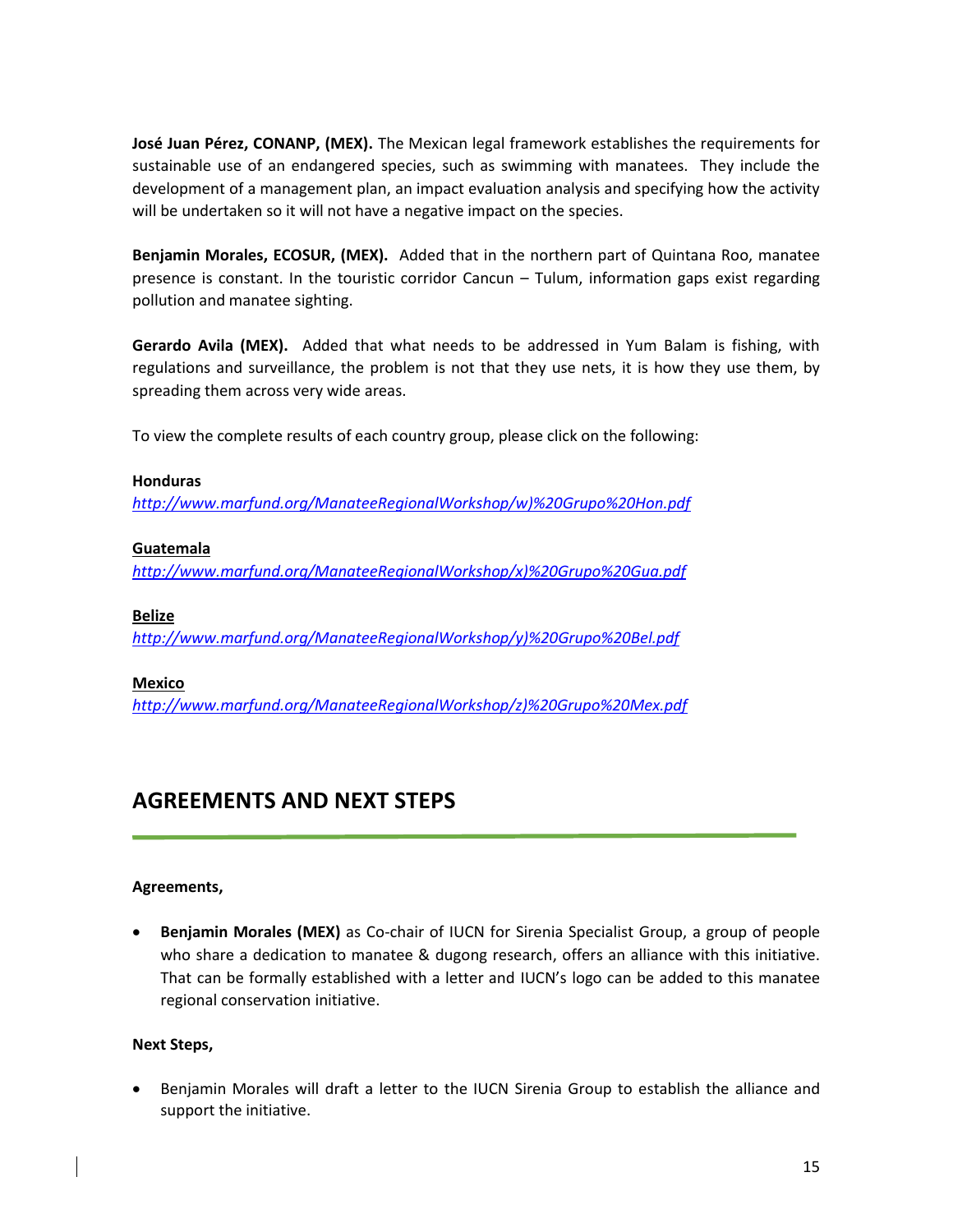**José Juan Pérez, CONANP, (MEX).** The Mexican legal framework establishes the requirements for sustainable use of an endangered species, such as swimming with manatees. They include the development of a management plan, an impact evaluation analysis and specifying how the activity will be undertaken so it will not have a negative impact on the species.

**Benjamin Morales, ECOSUR, (MEX).** Added that in the northern part of Quintana Roo, manatee presence is constant. In the touristic corridor Cancun – Tulum, information gaps exist regarding pollution and manatee sighting.

**Gerardo Avila (MEX).** Added that what needs to be addressed in Yum Balam is fishing, with regulations and surveillance, the problem is not that they use nets, it is how they use them, by spreading them across very wide areas.

To view the complete results of each country group, please click on the following:

**Honduras**
*http://www.marfund.org/ManateeRegionalWorkshop/w)%20Grupo%20Hon.pdf*

**Guatemala**
*http://www.marfund.org/ManateeRegionalWorkshop/x)%20Grupo%20Gua.pdf*

**Belize**
*http://www.marfund.org/ManateeRegionalWorkshop/y)%20Grupo%20Bel.pdf*

**Mexico**
*http://www.marfund.org/ManateeRegionalWorkshop/z)%20Grupo%20Mex.pdf*

## AGREEMENTS AND NEXT STEPS

**Agreements,**

- **Benjamin Morales (MEX)** as Co-chair of IUCN for Sirenia Specialist Group, a group of people who share a dedication to manatee & dugong research, offers an alliance with this initiative. That can be formally established with a letter and IUCN's logo can be added to this manatee regional conservation initiative.

**Next Steps,**

- Benjamin Morales will draft a letter to the IUCN Sirenia Group to establish the alliance and support the initiative.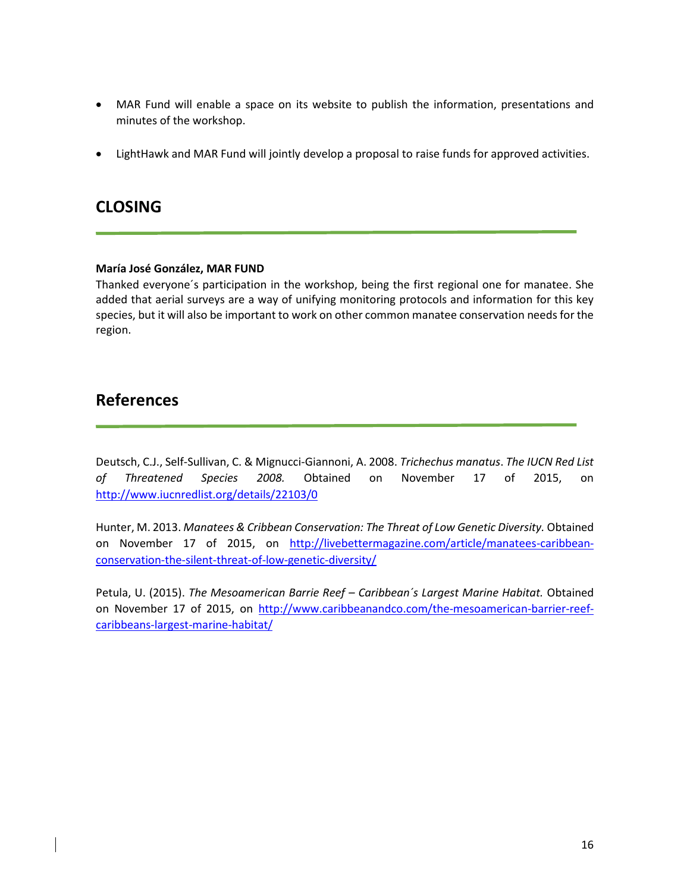- MAR Fund will enable a space on its website to publish the information, presentations and minutes of the workshop.

- LightHawk and MAR Fund will jointly develop a proposal to raise funds for approved activities.

## CLOSING

**María José González, MAR FUND**
Thanked everyone´s participation in the workshop, being the first regional one for manatee. She added that aerial surveys are a way of unifying monitoring protocols and information for this key species, but it will also be important to work on other common manatee conservation needs for the region.

## References

Deutsch, C.J., Self-Sullivan, C. & Mignucci-Giannoni, A. 2008. *Trichechus manatus*. *The IUCN Red List of Threatened Species 2008.* Obtained on November 17 of 2015, on http://www.iucnredlist.org/details/22103/0

Hunter, M. 2013. *Manatees & Cribbean Conservation: The Threat of Low Genetic Diversity.* Obtained on November 17 of 2015, on http://livebettermagazine.com/article/manatees-caribbean-conservation-the-silent-threat-of-low-genetic-diversity/

Petula, U. (2015). *The Mesoamerican Barrie Reef – Caribbean´s Largest Marine Habitat.* Obtained on November 17 of 2015, on http://www.caribbeanandco.com/the-mesoamerican-barrier-reef-caribbeans-largest-marine-habitat/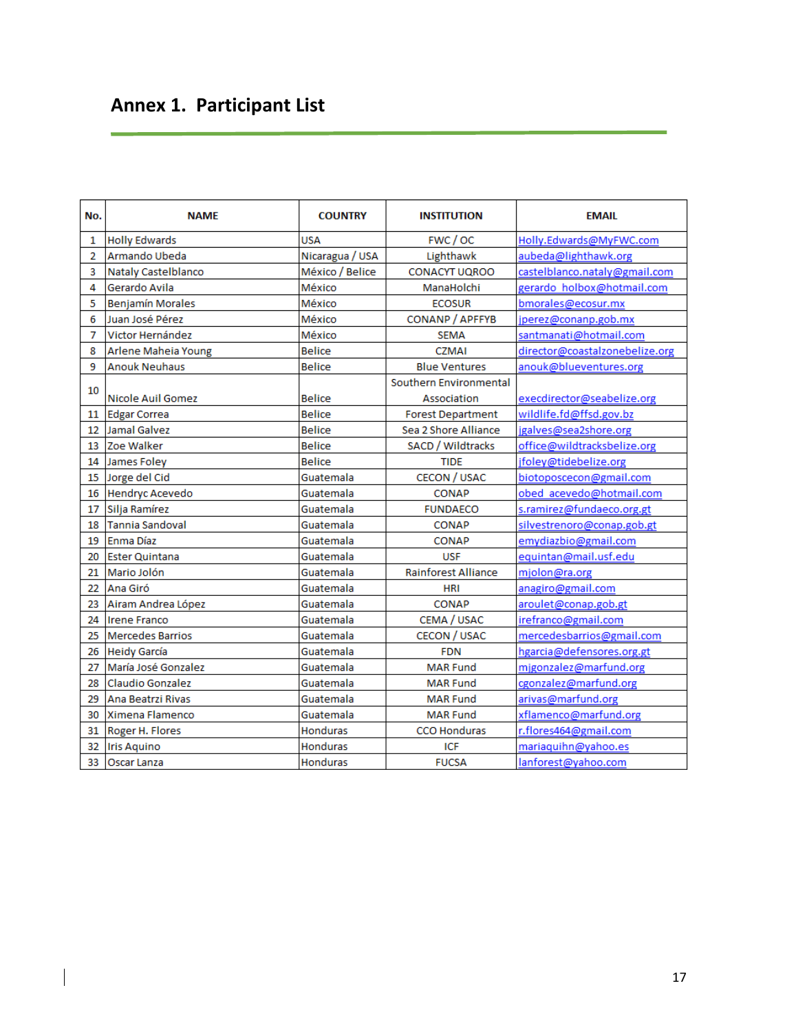# Annex 1. Participant List

| No. | NAME | COUNTRY | INSTITUTION | EMAIL |
|---|---|---|---|---|
| 1 | Holly Edwards | USA | FWC / OC | Holly.Edwards@MyFWC.com |
| 2 | Armando Ubeda | Nicaragua / USA | Lighthawk | aubeda@lighthawk.org |
| 3 | Nataly Castelblanco | México / Belice | CONACYT UQROO | castelblanco.nataly@gmail.com |
| 4 | Gerardo Avila | México | ManaHolchi | gerardo_holbox@hotmail.com |
| 5 | Benjamín Morales | México | ECOSUR | bmorales@ecosur.mx |
| 6 | Juan José Pérez | México | CONANP / APFFYB | jperez@conanp.gob.mx |
| 7 | Victor Hernández | México | SEMA | santmanati@hotmail.com |
| 8 | Arlene Maheia Young | Belice | CZMAI | director@coastalzonebelize.org |
| 9 | Anouk Neuhaus | Belice | Blue Ventures | anouk@blueventures.org |
| 10 | Nicole Auil Gomez | Belice | Southern Environmental Association | execdirector@seabelize.org |
| 11 | Edgar Correa | Belice | Forest Department | wildlife.fd@ffsd.gov.bz |
| 12 | Jamal Galvez | Belice | Sea 2 Shore Alliance | jgalves@sea2shore.org |
| 13 | Zoe Walker | Belice | SACD / Wildtracks | office@wildtracksbelize.org |
| 14 | James Foley | Belice | TIDE | jfoley@tidebelize.org |
| 15 | Jorge del Cid | Guatemala | CECON / USAC | biotoposcecon@gmail.com |
| 16 | Hendryc Acevedo | Guatemala | CONAP | obed_acevedo@hotmail.com |
| 17 | Silja Ramírez | Guatemala | FUNDAECO | s.ramirez@fundaeco.org.gt |
| 18 | Tannia Sandoval | Guatemala | CONAP | silvestrenoro@conap.gob.gt |
| 19 | Enma Díaz | Guatemala | CONAP | emydiazbio@gmail.com |
| 20 | Ester Quintana | Guatemala | USF | equintan@mail.usf.edu |
| 21 | Mario Jolón | Guatemala | Rainforest Alliance | mjolon@ra.org |
| 22 | Ana Giró | Guatemala | HRI | anagiro@gmail.com |
| 23 | Airam Andrea López | Guatemala | CONAP | aroulet@conap.gob.gt |
| 24 | Irene Franco | Guatemala | CEMA / USAC | irefranco@gmail.com |
| 25 | Mercedes Barrios | Guatemala | CECON / USAC | mercedesbarrios@gmail.com |
| 26 | Heidy García | Guatemala | FDN | hgarcia@defensores.org.gt |
| 27 | María José Gonzalez | Guatemala | MAR Fund | mjgonzalez@marfund.org |
| 28 | Claudio Gonzalez | Guatemala | MAR Fund | cgonzalez@marfund.org |
| 29 | Ana Beatrzi Rivas | Guatemala | MAR Fund | arivas@marfund.org |
| 30 | Ximena Flamenco | Guatemala | MAR Fund | xflamenco@marfund.org |
| 31 | Roger H. Flores | Honduras | CCO Honduras | r.flores464@gmail.com |
| 32 | Iris Aquino | Honduras | ICF | mariaquihn@yahoo.es |
| 33 | Oscar Lanza | Honduras | FUCSA | lanforest@yahoo.com |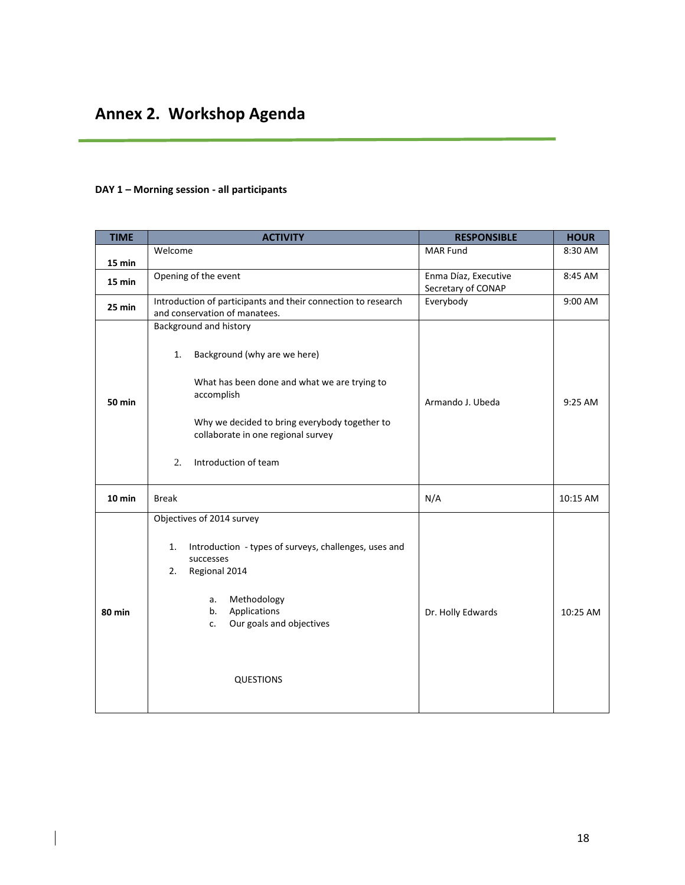# Annex 2. Workshop Agenda

**DAY 1 – Morning session - all participants**

| TIME | ACTIVITY | RESPONSIBLE | HOUR |
|---|---|---|---|
| **15 min** | Welcome | MAR Fund | 8:30 AM |
| **15 min** | Opening of the event | Enma Díaz, Executive Secretary of CONAP | 8:45 AM |
| **25 min** | Introduction of participants and their connection to research and conservation of manatees. | Everybody | 9:00 AM |
| **50 min** | Background and history<br><br>1. Background (why are we here)<br><br>What has been done and what we are trying to accomplish<br><br>Why we decided to bring everybody together to collaborate in one regional survey<br><br>2. Introduction of team | Armando J. Ubeda | 9:25 AM |
| **10 min** | Break | N/A | 10:15 AM |
| **80 min** | Objectives of 2014 survey<br><br>1. Introduction - types of surveys, challenges, uses and successes<br>2. Regional 2014<br><br>a. Methodology<br>b. Applications<br>c. Our goals and objectives<br><br>QUESTIONS | Dr. Holly Edwards | 10:25 AM |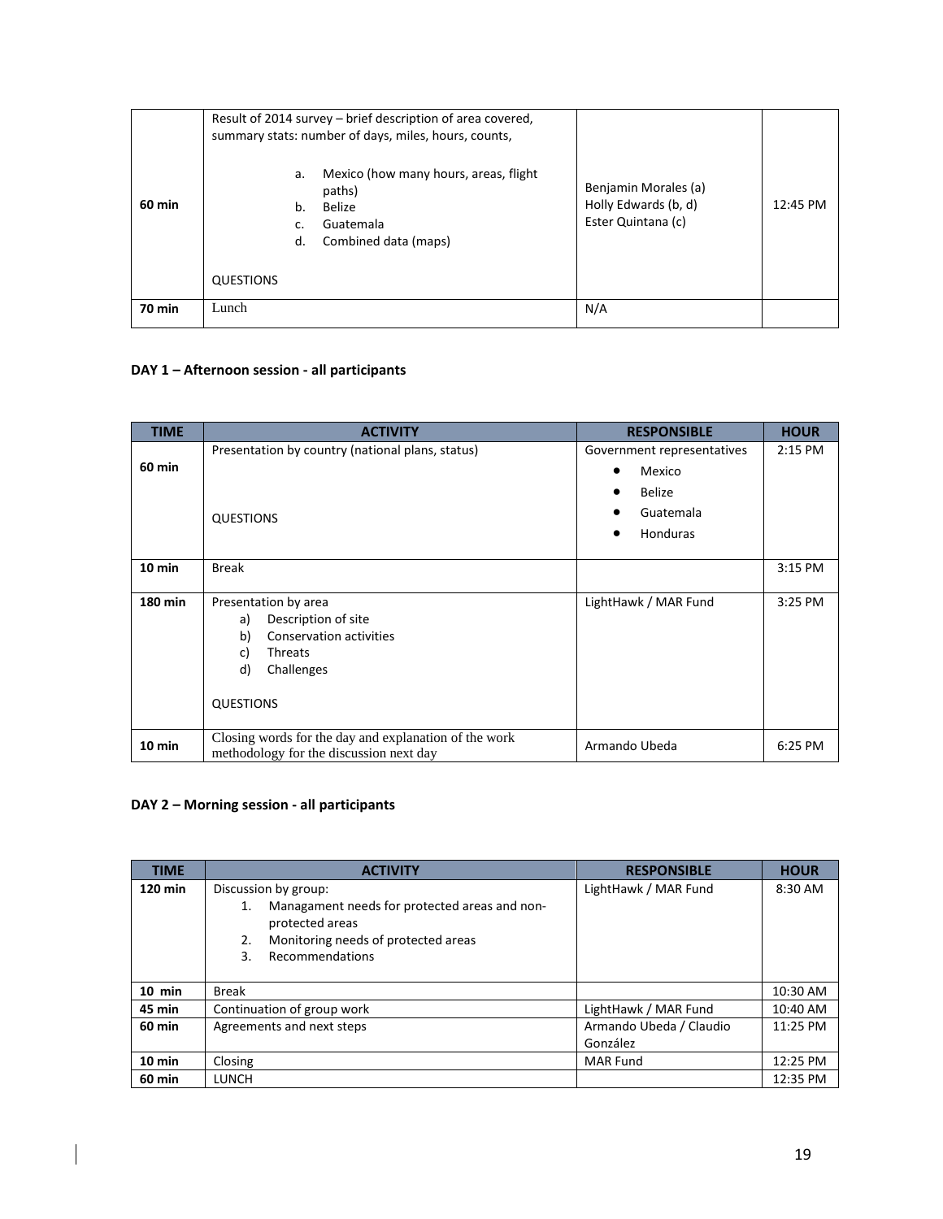| | | | |
|---|---|---|---|
| **60 min** | Result of 2014 survey – brief description of area covered, summary stats: number of days, miles, hours, counts,<br><br>a. Mexico (how many hours, areas, flight paths)<br>b. Belize<br>c. Guatemala<br>d. Combined data (maps)<br><br>QUESTIONS | Benjamin Morales (a)<br>Holly Edwards (b, d)<br>Ester Quintana (c) | 12:45 PM |
| **70 min** | Lunch | N/A | |

**DAY 1 – Afternoon session - all participants**

| TIME | ACTIVITY | RESPONSIBLE | HOUR |
|---|---|---|---|
| **60 min** | Presentation by country (national plans, status)<br><br>QUESTIONS | Government representatives<br>• Mexico<br>• Belize<br>• Guatemala<br>• Honduras | 2:15 PM |
| **10 min** | Break | | 3:15 PM |
| **180 min** | Presentation by area<br>a) Description of site<br>b) Conservation activities<br>c) Threats<br>d) Challenges<br><br>QUESTIONS | LightHawk / MAR Fund | 3:25 PM |
| **10 min** | Closing words for the day and explanation of the work methodology for the discussion next day | Armando Ubeda | 6:25 PM |

**DAY 2 – Morning session - all participants**

| TIME | ACTIVITY | RESPONSIBLE | HOUR |
|---|---|---|---|
| **120 min** | Discussion by group:<br>1. Managament needs for protected areas and non-protected areas<br>2. Monitoring needs of protected areas<br>3. Recommendations | LightHawk / MAR Fund | 8:30 AM |
| **10 min** | Break | | 10:30 AM |
| **45 min** | Continuation of group work | LightHawk / MAR Fund | 10:40 AM |
| **60 min** | Agreements and next steps | Armando Ubeda / Claudio González | 11:25 PM |
| **10 min** | Closing | MAR Fund | 12:25 PM |
| **60 min** | LUNCH | | 12:35 PM |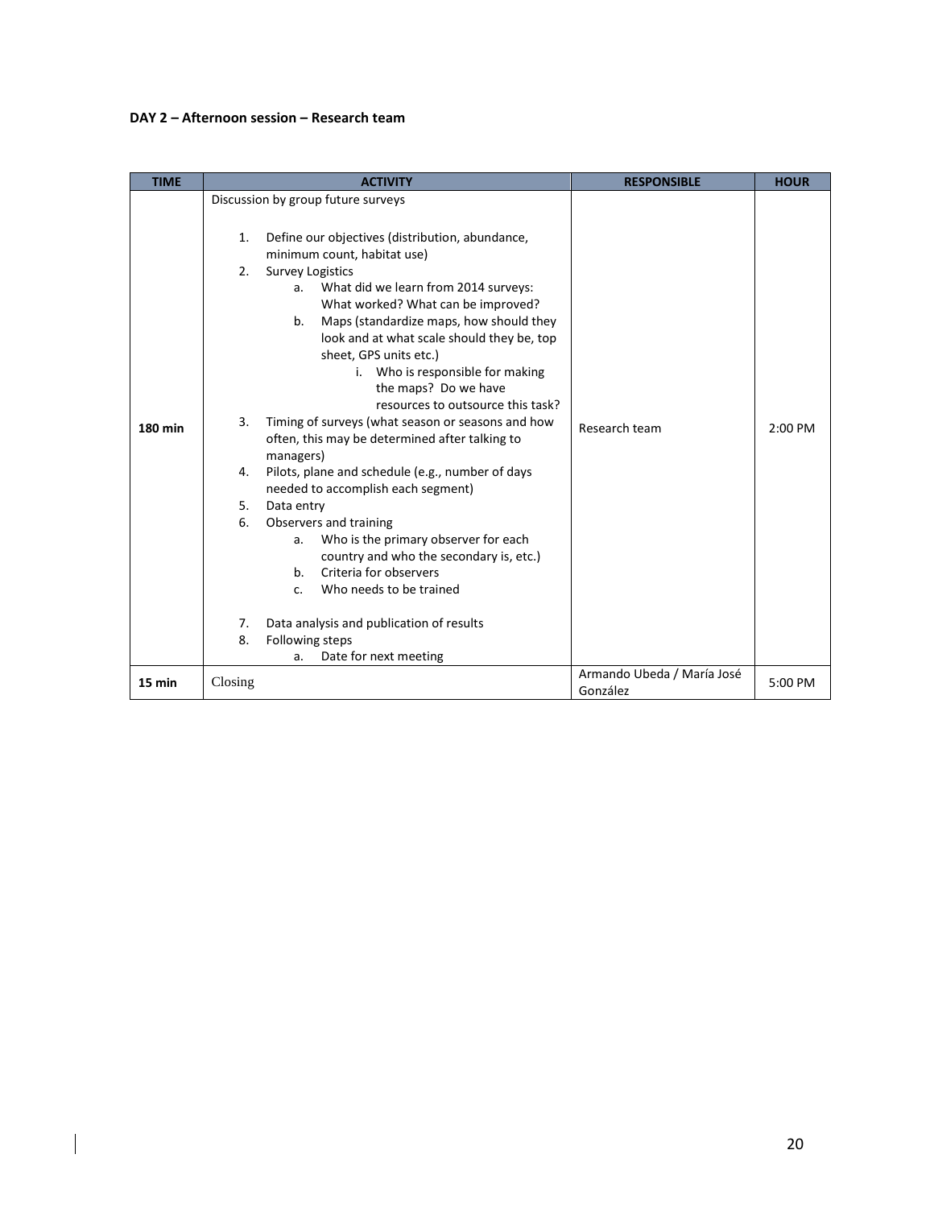**DAY 2 – Afternoon session – Research team**

| TIME | ACTIVITY | RESPONSIBLE | HOUR |
|---|---|---|---|
| **180 min** | Discussion by group future surveys<br><br>1. Define our objectives (distribution, abundance, minimum count, habitat use)<br>2. Survey Logistics<br>&nbsp;&nbsp;&nbsp;&nbsp;a. What did we learn from 2014 surveys: What worked? What can be improved?<br>&nbsp;&nbsp;&nbsp;&nbsp;b. Maps (standardize maps, how should they look and at what scale should they be, top sheet, GPS units etc.)<br>&nbsp;&nbsp;&nbsp;&nbsp;&nbsp;&nbsp;&nbsp;&nbsp;i. Who is responsible for making the maps? Do we have resources to outsource this task?<br>3. Timing of surveys (what season or seasons and how often, this may be determined after talking to managers)<br>4. Pilots, plane and schedule (e.g., number of days needed to accomplish each segment)<br>5. Data entry<br>6. Observers and training<br>&nbsp;&nbsp;&nbsp;&nbsp;a. Who is the primary observer for each country and who the secondary is, etc.)<br>&nbsp;&nbsp;&nbsp;&nbsp;b. Criteria for observers<br>&nbsp;&nbsp;&nbsp;&nbsp;c. Who needs to be trained<br><br>7. Data analysis and publication of results<br>8. Following steps<br>&nbsp;&nbsp;&nbsp;&nbsp;a. Date for next meeting | Research team | 2:00 PM |
| **15 min** | Closing | Armando Ubeda / María José González | 5:00 PM |